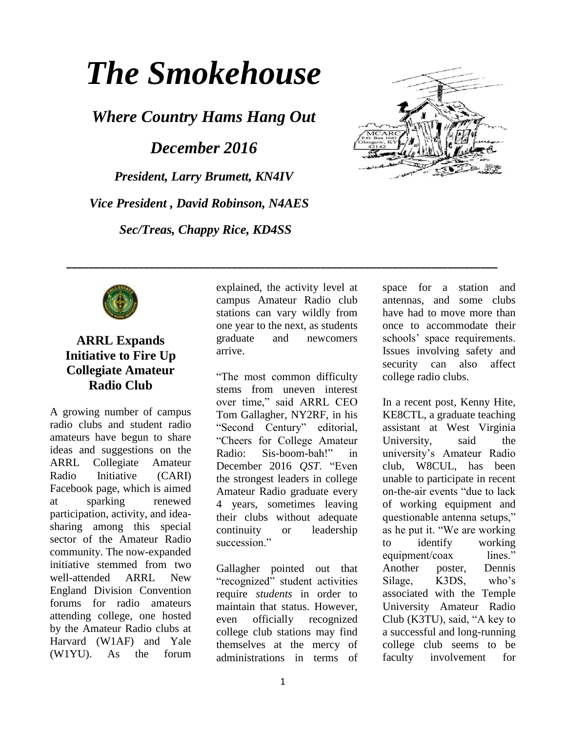# *The Smokehouse*

## *Where Country Hams Hang Out*

## *December 2016*

***President, Larry Brumett, KN4IV***

***Vice President , David Robinson, N4AES***

***Sec/Treas, Chappy Rice, KD4SS***

---

## ARRL Expands Initiative to Fire Up Collegiate Amateur Radio Club

A growing number of campus radio clubs and student radio amateurs have begun to share ideas and suggestions on the ARRL Collegiate Amateur Radio Initiative (CARI) Facebook page, which is aimed at sparking renewed participation, activity, and idea-sharing among this special sector of the Amateur Radio community. The now-expanded initiative stemmed from two well-attended ARRL New England Division Convention forums for radio amateurs attending college, one hosted by the Amateur Radio clubs at Harvard (W1AF) and Yale (W1YU). As the forum explained, the activity level at campus Amateur Radio club stations can vary wildly from one year to the next, as students graduate and newcomers arrive.

"The most common difficulty stems from uneven interest over time," said ARRL CEO Tom Gallagher, NY2RF, in his "Second Century" editorial, "Cheers for College Amateur Radio: Sis-boom-bah!" in December 2016 *QST*. "Even the strongest leaders in college Amateur Radio graduate every 4 years, sometimes leaving their clubs without adequate continuity or leadership succession."

Gallagher pointed out that "recognized" student activities require *students* in order to maintain that status. However, even officially recognized college club stations may find themselves at the mercy of administrations in terms of space for a station and antennas, and some clubs have had to move more than once to accommodate their schools' space requirements. Issues involving safety and security can also affect college radio clubs.

In a recent post, Kenny Hite, KE8CTL, a graduate teaching assistant at West Virginia University, said the university's Amateur Radio club, W8CUL, has been unable to participate in recent on-the-air events "due to lack of working equipment and questionable antenna setups," as he put it. "We are working to identify working equipment/coax lines." Another poster, Dennis Silage, K3DS, who's associated with the Temple University Amateur Radio Club (K3TU), said, "A key to a successful and long-running college club seems to be faculty involvement for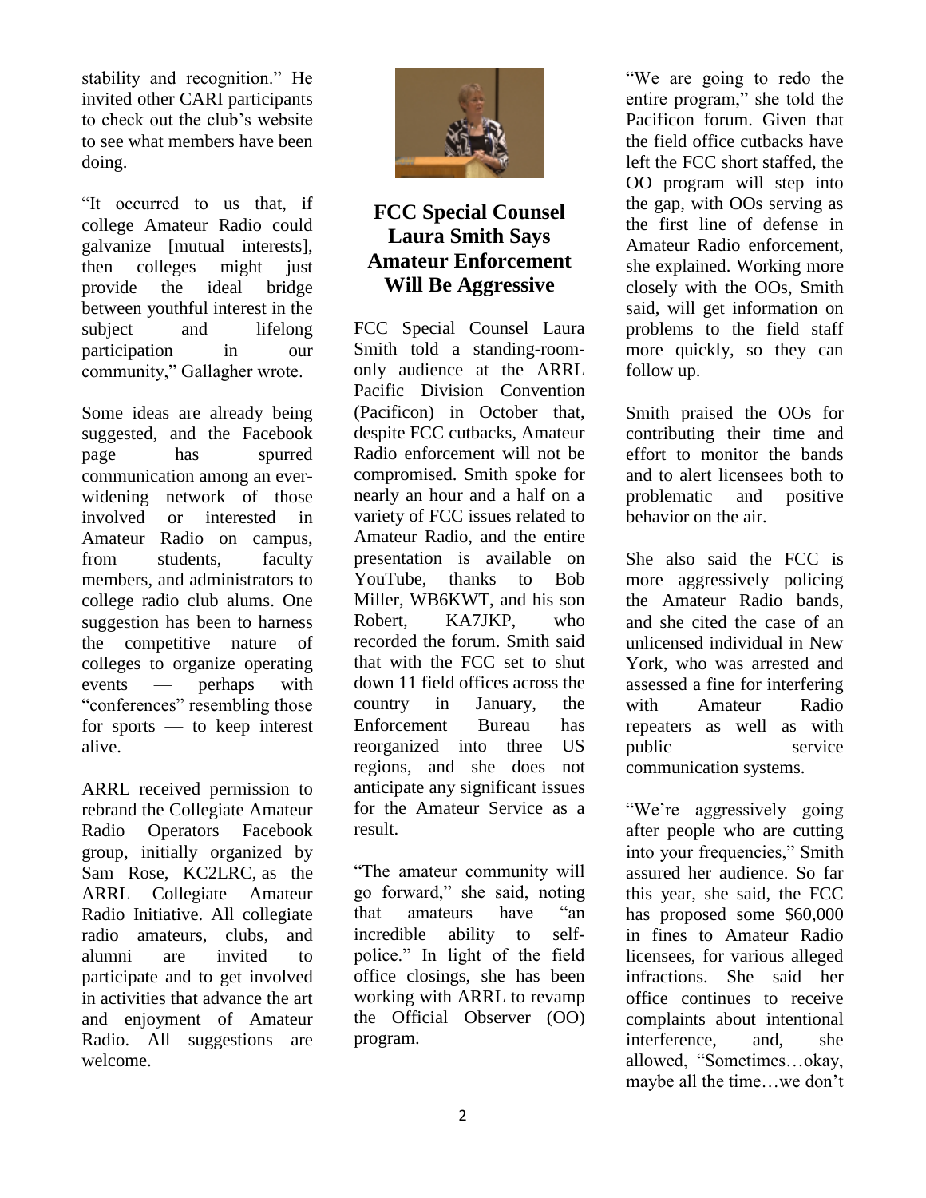stability and recognition." He invited other CARI participants to check out the club's website to see what members have been doing.

"It occurred to us that, if college Amateur Radio could galvanize [mutual interests], then colleges might just provide the ideal bridge between youthful interest in the subject and lifelong participation in our community," Gallagher wrote.

Some ideas are already being suggested, and the Facebook page has spurred communication among an ever-widening network of those involved or interested in Amateur Radio on campus, from students, faculty members, and administrators to college radio club alums. One suggestion has been to harness the competitive nature of colleges to organize operating events — perhaps with "conferences" resembling those for sports — to keep interest alive.

ARRL received permission to rebrand the Collegiate Amateur Radio Operators Facebook group, initially organized by Sam Rose, KC2LRC, as the ARRL Collegiate Amateur Radio Initiative. All collegiate radio amateurs, clubs, and alumni are invited to participate and to get involved in activities that advance the art and enjoyment of Amateur Radio. All suggestions are welcome.

## FCC Special Counsel Laura Smith Says Amateur Enforcement Will Be Aggressive

FCC Special Counsel Laura Smith told a standing-room-only audience at the ARRL Pacific Division Convention (Pacificon) in October that, despite FCC cutbacks, Amateur Radio enforcement will not be compromised. Smith spoke for nearly an hour and a half on a variety of FCC issues related to Amateur Radio, and the entire presentation is available on YouTube, thanks to Bob Miller, WB6KWT, and his son Robert, KA7JKP, who recorded the forum. Smith said that with the FCC set to shut down 11 field offices across the country in January, the Enforcement Bureau has reorganized into three US regions, and she does not anticipate any significant issues for the Amateur Service as a result.

"The amateur community will go forward," she said, noting that amateurs have "an incredible ability to self-police." In light of the field office closings, she has been working with ARRL to revamp the Official Observer (OO) program.

"We are going to redo the entire program," she told the Pacificon forum. Given that the field office cutbacks have left the FCC short staffed, the OO program will step into the gap, with OOs serving as the first line of defense in Amateur Radio enforcement, she explained. Working more closely with the OOs, Smith said, will get information on problems to the field staff more quickly, so they can follow up.

Smith praised the OOs for contributing their time and effort to monitor the bands and to alert licensees both to problematic and positive behavior on the air.

She also said the FCC is more aggressively policing the Amateur Radio bands, and she cited the case of an unlicensed individual in New York, who was arrested and assessed a fine for interfering with Amateur Radio repeaters as well as with public service communication systems.

"We're aggressively going after people who are cutting into your frequencies," Smith assured her audience. So far this year, she said, the FCC has proposed some $60,000 in fines to Amateur Radio licensees, for various alleged infractions. She said her office continues to receive complaints about intentional interference, and, she allowed, "Sometimes…okay, maybe all the time…we don't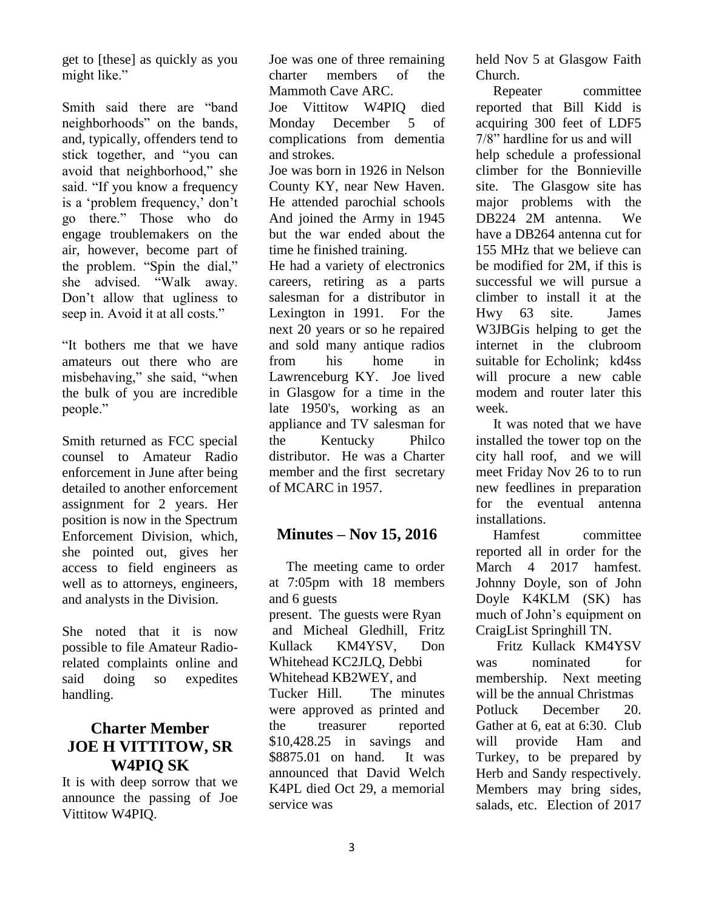get to [these] as quickly as you might like."

Smith said there are "band neighborhoods" on the bands, and, typically, offenders tend to stick together, and "you can avoid that neighborhood," she said. "If you know a frequency is a 'problem frequency,' don't go there." Those who do engage troublemakers on the air, however, become part of the problem. "Spin the dial," she advised. "Walk away. Don't allow that ugliness to seep in. Avoid it at all costs."

"It bothers me that we have amateurs out there who are misbehaving," she said, "when the bulk of you are incredible people."

Smith returned as FCC special counsel to Amateur Radio enforcement in June after being detailed to another enforcement assignment for 2 years. Her position is now in the Spectrum Enforcement Division, which, she pointed out, gives her access to field engineers as well as to attorneys, engineers, and analysts in the Division.

She noted that it is now possible to file Amateur Radio-related complaints online and said doing so expedites handling.

## Charter Member JOE H VITTITOW, SR W4PIQ SK

It is with deep sorrow that we announce the passing of Joe Vittitow W4PIQ.

Joe was one of three remaining charter members of the Mammoth Cave ARC.

Joe Vittitow W4PIQ died Monday December 5 of complications from dementia and strokes.

Joe was born in 1926 in Nelson County KY, near New Haven. He attended parochial schools And joined the Army in 1945 but the war ended about the time he finished training.

He had a variety of electronics careers, retiring as a parts salesman for a distributor in Lexington in 1991. For the next 20 years or so he repaired and sold many antique radios from his home in Lawrenceburg KY. Joe lived in Glasgow for a time in the late 1950's, working as an appliance and TV salesman for the Kentucky Philco distributor. He was a Charter member and the first secretary of MCARC in 1957.

## Minutes – Nov 15, 2016

The meeting came to order at 7:05pm with 18 members and 6 guests present. The guests were Ryan and Micheal Gledhill, Fritz Kullack KM4YSV, Don Whitehead KC2JLQ, Debbi Whitehead KB2WEY, and Tucker Hill. The minutes were approved as printed and the treasurer reported $10,428.25 in savings and $8875.01 on hand. It was announced that David Welch K4PL died Oct 29, a memorial service was held Nov 5 at Glasgow Faith Church.

Repeater committee reported that Bill Kidd is acquiring 300 feet of LDF5 7/8" hardline for us and will help schedule a professional climber for the Bonnieville site. The Glasgow site has major problems with the DB224 2M antenna. We have a DB264 antenna cut for 155 MHz that we believe can be modified for 2M, if this is successful we will pursue a climber to install it at the Hwy 63 site. James W3JBGis helping to get the internet in the clubroom suitable for Echolink; kd4ss will procure a new cable modem and router later this week.

It was noted that we have installed the tower top on the city hall roof, and we will meet Friday Nov 26 to to run new feedlines in preparation for the eventual antenna installations.

Hamfest committee reported all in order for the March 4 2017 hamfest. Johnny Doyle, son of John Doyle K4KLM (SK) has much of John's equipment on CraigList Springhill TN.

Fritz Kullack KM4YSV was nominated for membership. Next meeting will be the annual Christmas Potluck December 20. Gather at 6, eat at 6:30. Club will provide Ham and Turkey, to be prepared by Herb and Sandy respectively. Members may bring sides, salads, etc. Election of 2017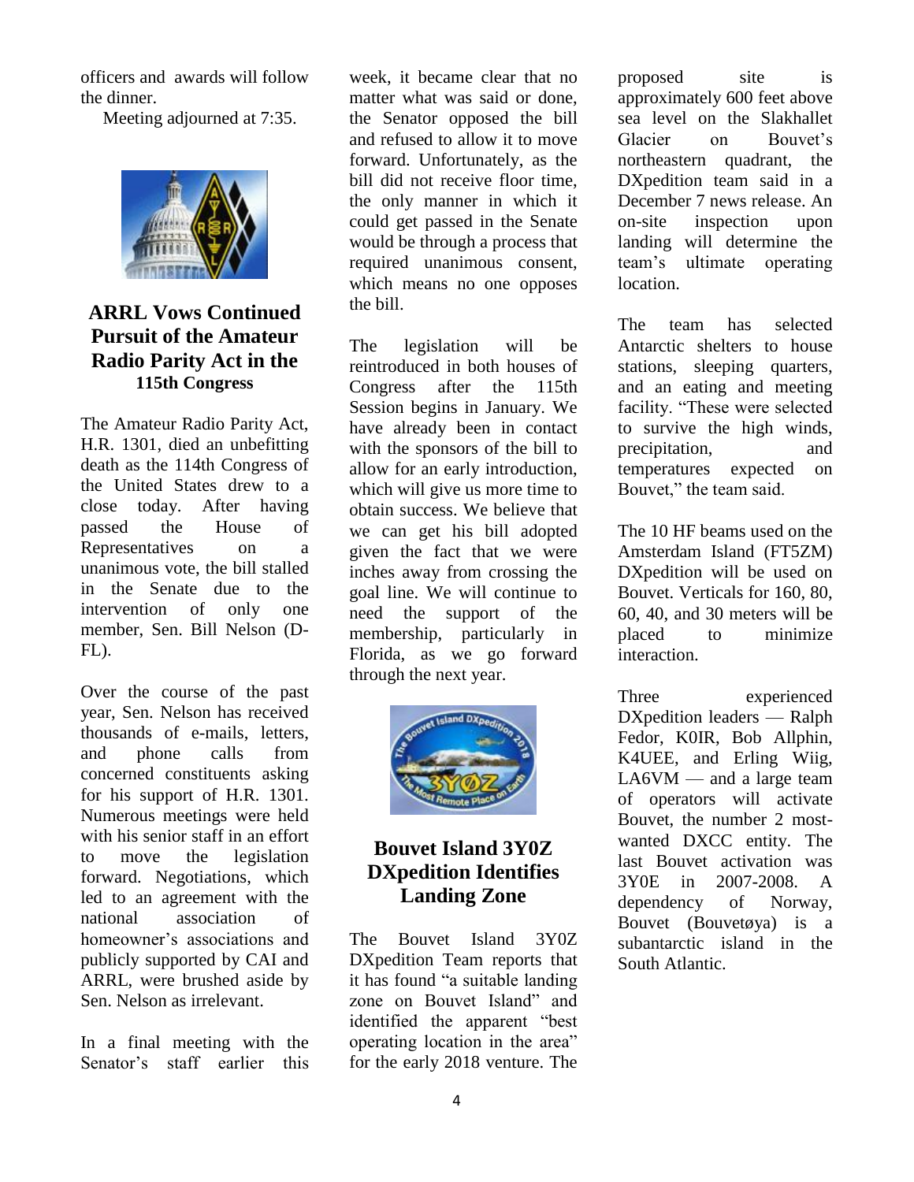officers and awards will follow the dinner.

Meeting adjourned at 7:35.

## ARRL Vows Continued Pursuit of the Amateur Radio Parity Act in the 115th Congress

The Amateur Radio Parity Act, H.R. 1301, died an unbefitting death as the 114th Congress of the United States drew to a close today. After having passed the House of Representatives on a unanimous vote, the bill stalled in the Senate due to the intervention of only one member, Sen. Bill Nelson (D-FL).

Over the course of the past year, Sen. Nelson has received thousands of e-mails, letters, and phone calls from concerned constituents asking for his support of H.R. 1301. Numerous meetings were held with his senior staff in an effort to move the legislation forward. Negotiations, which led to an agreement with the national association of homeowner's associations and publicly supported by CAI and ARRL, were brushed aside by Sen. Nelson as irrelevant.

In a final meeting with the Senator's staff earlier this week, it became clear that no matter what was said or done, the Senator opposed the bill and refused to allow it to move forward. Unfortunately, as the bill did not receive floor time, the only manner in which it could get passed in the Senate would be through a process that required unanimous consent, which means no one opposes the bill.

The legislation will be reintroduced in both houses of Congress after the 115th Session begins in January. We have already been in contact with the sponsors of the bill to allow for an early introduction, which will give us more time to obtain success. We believe that we can get his bill adopted given the fact that we were inches away from crossing the goal line. We will continue to need the support of the membership, particularly in Florida, as we go forward through the next year.

## Bouvet Island 3Y0Z DXpedition Identifies Landing Zone

The Bouvet Island 3Y0Z DXpedition Team reports that it has found "a suitable landing zone on Bouvet Island" and identified the apparent "best operating location in the area" for the early 2018 venture. The proposed site is approximately 600 feet above sea level on the Slakhallet Glacier on Bouvet's northeastern quadrant, the DXpedition team said in a December 7 news release. An on-site inspection upon landing will determine the team's ultimate operating location.

The team has selected Antarctic shelters to house stations, sleeping quarters, and an eating and meeting facility. "These were selected to survive the high winds, precipitation, and temperatures expected on Bouvet," the team said.

The 10 HF beams used on the Amsterdam Island (FT5ZM) DXpedition will be used on Bouvet. Verticals for 160, 80, 60, 40, and 30 meters will be placed to minimize interaction.

Three experienced DXpedition leaders — Ralph Fedor, K0IR, Bob Allphin, K4UEE, and Erling Wiig, LA6VM — and a large team of operators will activate Bouvet, the number 2 most-wanted DXCC entity. The last Bouvet activation was 3Y0E in 2007-2008. A dependency of Norway, Bouvet (Bouvetøya) is a subantarctic island in the South Atlantic.